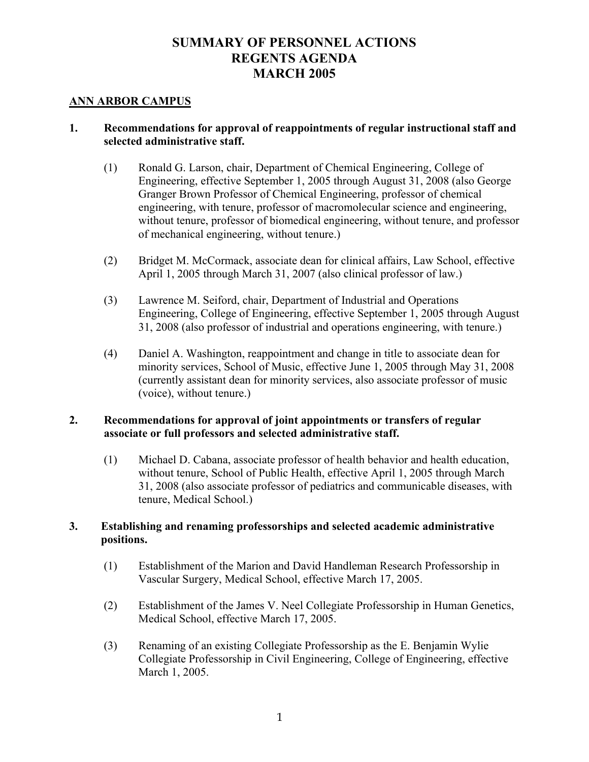# SUMMARY OF PERSONNEL ACTIONS
# REGENTS AGENDA
# MARCH 2005

## ANN ARBOR CAMPUS

**1. Recommendations for approval of reappointments of regular instructional staff and selected administrative staff.**

(1) Ronald G. Larson, chair, Department of Chemical Engineering, College of Engineering, effective September 1, 2005 through August 31, 2008 (also George Granger Brown Professor of Chemical Engineering, professor of chemical engineering, with tenure, professor of macromolecular science and engineering, without tenure, professor of biomedical engineering, without tenure, and professor of mechanical engineering, without tenure.)

(2) Bridget M. McCormack, associate dean for clinical affairs, Law School, effective April 1, 2005 through March 31, 2007 (also clinical professor of law.)

(3) Lawrence M. Seiford, chair, Department of Industrial and Operations Engineering, College of Engineering, effective September 1, 2005 through August 31, 2008 (also professor of industrial and operations engineering, with tenure.)

(4) Daniel A. Washington, reappointment and change in title to associate dean for minority services, School of Music, effective June 1, 2005 through May 31, 2008 (currently assistant dean for minority services, also associate professor of music (voice), without tenure.)

**2. Recommendations for approval of joint appointments or transfers of regular associate or full professors and selected administrative staff.**

(1) Michael D. Cabana, associate professor of health behavior and health education, without tenure, School of Public Health, effective April 1, 2005 through March 31, 2008 (also associate professor of pediatrics and communicable diseases, with tenure, Medical School.)

**3. Establishing and renaming professorships and selected academic administrative positions.**

(1) Establishment of the Marion and David Handleman Research Professorship in Vascular Surgery, Medical School, effective March 17, 2005.

(2) Establishment of the James V. Neel Collegiate Professorship in Human Genetics, Medical School, effective March 17, 2005.

(3) Renaming of an existing Collegiate Professorship as the E. Benjamin Wylie Collegiate Professorship in Civil Engineering, College of Engineering, effective March 1, 2005.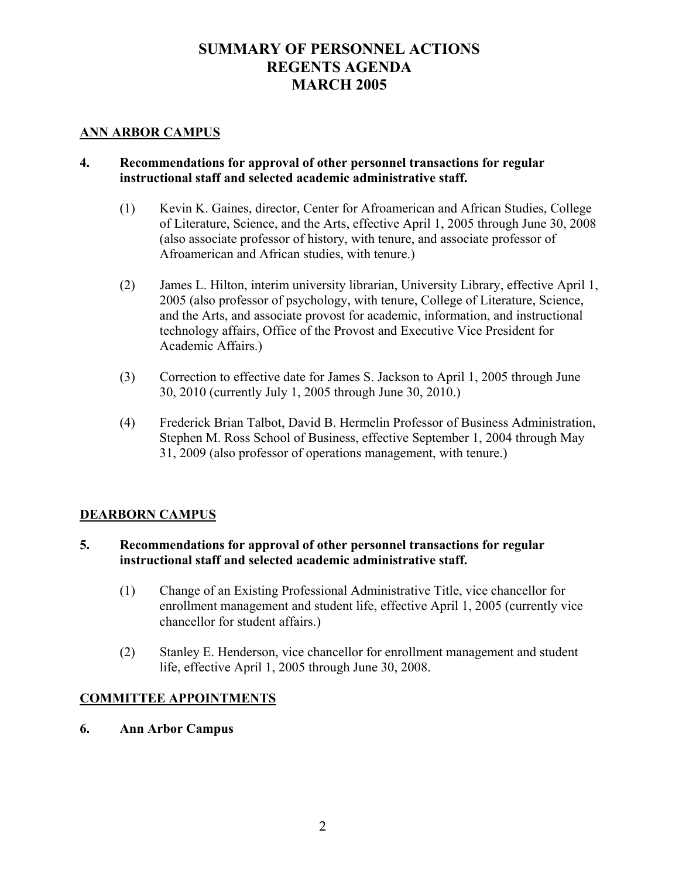# SUMMARY OF PERSONNEL ACTIONS
# REGENTS AGENDA
# MARCH 2005

## ANN ARBOR CAMPUS

**4. Recommendations for approval of other personnel transactions for regular instructional staff and selected academic administrative staff.**

(1) Kevin K. Gaines, director, Center for Afroamerican and African Studies, College of Literature, Science, and the Arts, effective April 1, 2005 through June 30, 2008 (also associate professor of history, with tenure, and associate professor of Afroamerican and African studies, with tenure.)

(2) James L. Hilton, interim university librarian, University Library, effective April 1, 2005 (also professor of psychology, with tenure, College of Literature, Science, and the Arts, and associate provost for academic, information, and instructional technology affairs, Office of the Provost and Executive Vice President for Academic Affairs.)

(3) Correction to effective date for James S. Jackson to April 1, 2005 through June 30, 2010 (currently July 1, 2005 through June 30, 2010.)

(4) Frederick Brian Talbot, David B. Hermelin Professor of Business Administration, Stephen M. Ross School of Business, effective September 1, 2004 through May 31, 2009 (also professor of operations management, with tenure.)

## DEARBORN CAMPUS

**5. Recommendations for approval of other personnel transactions for regular instructional staff and selected academic administrative staff.**

(1) Change of an Existing Professional Administrative Title, vice chancellor for enrollment management and student life, effective April 1, 2005 (currently vice chancellor for student affairs.)

(2) Stanley E. Henderson, vice chancellor for enrollment management and student life, effective April 1, 2005 through June 30, 2008.

## COMMITTEE APPOINTMENTS

**6. Ann Arbor Campus**